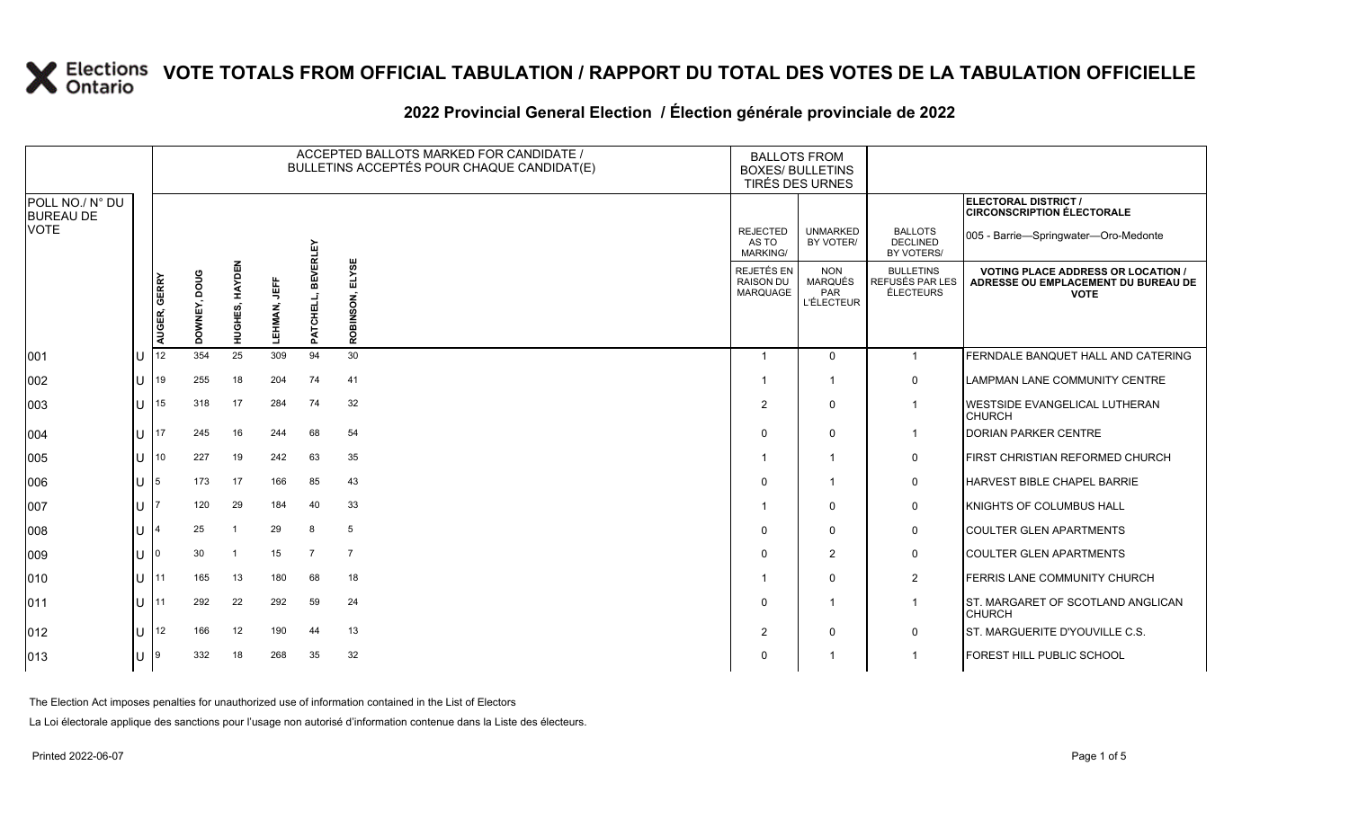# VOTE TOTALS FROM OFFICIAL TABULATION / RAPPORT DU TOTAL DES VOTES DE LA TABULATION OFFICIELLE

## 2022 Provincial General Election / Élection générale provinciale de 2022

ELECTORAL DISTRICT / CIRCONSCRIPTION ÉLECTORALE: 005 - Barrie—Springwater—Oro-Medonte

| POLL NO./ N° DU BUREAU DE VOTE | | AUGER, GERRY | DOWNEY, DOUG | HUGHES, HAYDEN | LEHMAN, JEFF | PATCHELL, BEVERLEY | ROBINSON, ELYSE | REJECTED AS TO MARKING/ REJETÉS EN RAISON DU MARQUAGE | UNMARKED BY VOTER/ NON MARQUÉS PAR L'ÉLECTEUR | BALLOTS DECLINED BY VOTERS/ BULLETINS REFUSÉS PAR LES ÉLECTEURS | VOTING PLACE ADDRESS OR LOCATION / ADRESSE OU EMPLACEMENT DU BUREAU DE VOTE |
|---|---|---|---|---|---|---|---|---|---|---|---|
| 001 | U | 12 | 354 | 25 | 309 | 94 | 30 | 1 | 0 | 1 | FERNDALE BANQUET HALL AND CATERING |
| 002 | U | 19 | 255 | 18 | 204 | 74 | 41 | 1 | 1 | 0 | LAMPMAN LANE COMMUNITY CENTRE |
| 003 | U | 15 | 318 | 17 | 284 | 74 | 32 | 2 | 0 | 1 | WESTSIDE EVANGELICAL LUTHERAN CHURCH |
| 004 | U | 17 | 245 | 16 | 244 | 68 | 54 | 0 | 0 | 1 | DORIAN PARKER CENTRE |
| 005 | U | 10 | 227 | 19 | 242 | 63 | 35 | 1 | 1 | 0 | FIRST CHRISTIAN REFORMED CHURCH |
| 006 | U | 5 | 173 | 17 | 166 | 85 | 43 | 0 | 1 | 0 | HARVEST BIBLE CHAPEL BARRIE |
| 007 | U | 7 | 120 | 29 | 184 | 40 | 33 | 1 | 0 | 0 | KNIGHTS OF COLUMBUS HALL |
| 008 | U | 4 | 25 | 1 | 29 | 8 | 5 | 0 | 0 | 0 | COULTER GLEN APARTMENTS |
| 009 | U | 0 | 30 | 1 | 15 | 7 | 7 | 0 | 2 | 0 | COULTER GLEN APARTMENTS |
| 010 | U | 11 | 165 | 13 | 180 | 68 | 18 | 1 | 0 | 2 | FERRIS LANE COMMUNITY CHURCH |
| 011 | U | 11 | 292 | 22 | 292 | 59 | 24 | 0 | 1 | 1 | ST. MARGARET OF SCOTLAND ANGLICAN CHURCH |
| 012 | U | 12 | 166 | 12 | 190 | 44 | 13 | 2 | 0 | 0 | ST. MARGUERITE D'YOUVILLE C.S. |
| 013 | U | 9 | 332 | 18 | 268 | 35 | 32 | 0 | 1 | 1 | FOREST HILL PUBLIC SCHOOL |

The Election Act imposes penalties for unauthorized use of information contained in the List of Electors

La Loi électorale applique des sanctions pour l'usage non autorisé d'information contenue dans la Liste des électeurs.

Printed 2022-06-07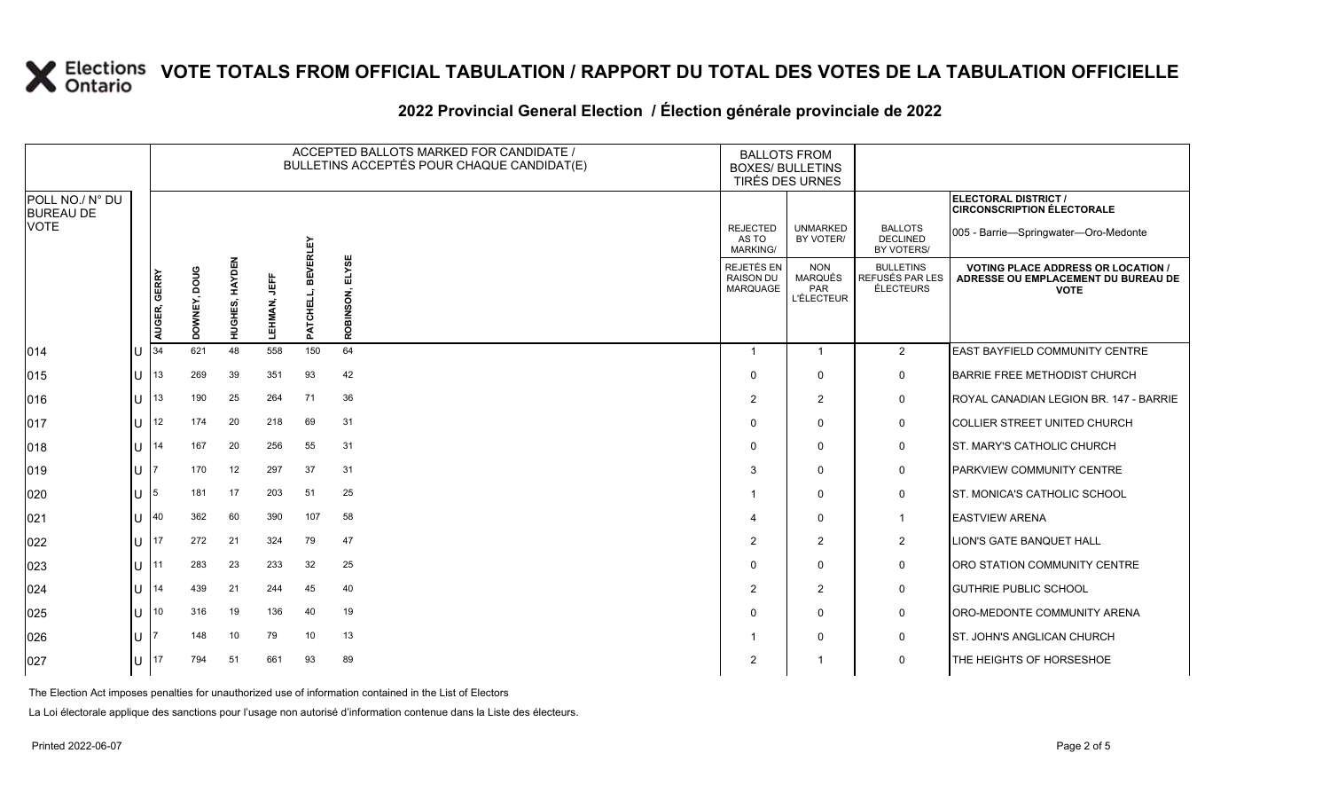# VOTE TOTALS FROM OFFICIAL TABULATION / RAPPORT DU TOTAL DES VOTES DE LA TABULATION OFFICIELLE

## 2022 Provincial General Election / Élection générale provinciale de 2022

| POLL NO./ N° DU BUREAU DE VOTE | | ACCEPTED BALLOTS MARKED FOR CANDIDATE / BULLETINS ACCEPTÉS POUR CHAQUE CANDIDAT(E) | | | | | | BALLOTS FROM BOXES/ BULLETINS TIRÉS DES URNES | | | ELECTORAL DISTRICT / CIRCONSCRIPTION ÉLECTORALE 005 - Barrie—Springwater—Oro-Medonte |
|---|---|---|---|---|---|---|---|---|---|---|---|
| | | AUGER, GERRY | DOWNEY, DOUG | HUGHES, HAYDEN | LEHMAN, JEFF | PATCHELL, BEVERLEY | ROBINSON, ELYSE | REJECTED AS TO MARKING/ REJETÉS EN RAISON DU MARQUAGE | UNMARKED BY VOTER/ NON MARQUÉS PAR L'ÉLECTEUR | BALLOTS DECLINED BY VOTERS/ BULLETINS REFUSÉS PAR LES ÉLECTEURS | VOTING PLACE ADDRESS OR LOCATION / ADRESSE OU EMPLACEMENT DU BUREAU DE VOTE |
| 014 | U | 34 | 621 | 48 | 558 | 150 | 64 | 1 | 1 | 2 | EAST BAYFIELD COMMUNITY CENTRE |
| 015 | U | 13 | 269 | 39 | 351 | 93 | 42 | 0 | 0 | 0 | BARRIE FREE METHODIST CHURCH |
| 016 | U | 13 | 190 | 25 | 264 | 71 | 36 | 2 | 2 | 0 | ROYAL CANADIAN LEGION BR. 147 - BARRIE |
| 017 | U | 12 | 174 | 20 | 218 | 69 | 31 | 0 | 0 | 0 | COLLIER STREET UNITED CHURCH |
| 018 | U | 14 | 167 | 20 | 256 | 55 | 31 | 0 | 0 | 0 | ST. MARY'S CATHOLIC CHURCH |
| 019 | U | 7 | 170 | 12 | 297 | 37 | 31 | 3 | 0 | 0 | PARKVIEW COMMUNITY CENTRE |
| 020 | U | 5 | 181 | 17 | 203 | 51 | 25 | 1 | 0 | 0 | ST. MONICA'S CATHOLIC SCHOOL |
| 021 | U | 40 | 362 | 60 | 390 | 107 | 58 | 4 | 0 | 1 | EASTVIEW ARENA |
| 022 | U | 17 | 272 | 21 | 324 | 79 | 47 | 2 | 2 | 2 | LION'S GATE BANQUET HALL |
| 023 | U | 11 | 283 | 23 | 233 | 32 | 25 | 0 | 0 | 0 | ORO STATION COMMUNITY CENTRE |
| 024 | U | 14 | 439 | 21 | 244 | 45 | 40 | 2 | 2 | 0 | GUTHRIE PUBLIC SCHOOL |
| 025 | U | 10 | 316 | 19 | 136 | 40 | 19 | 0 | 0 | 0 | ORO-MEDONTE COMMUNITY ARENA |
| 026 | U | 7 | 148 | 10 | 79 | 10 | 13 | 1 | 0 | 0 | ST. JOHN'S ANGLICAN CHURCH |
| 027 | U | 17 | 794 | 51 | 661 | 93 | 89 | 2 | 1 | 0 | THE HEIGHTS OF HORSESHOE |

The Election Act imposes penalties for unauthorized use of information contained in the List of Electors

La Loi électorale applique des sanctions pour l'usage non autorisé d'information contenue dans la Liste des électeurs.

Printed 2022-06-07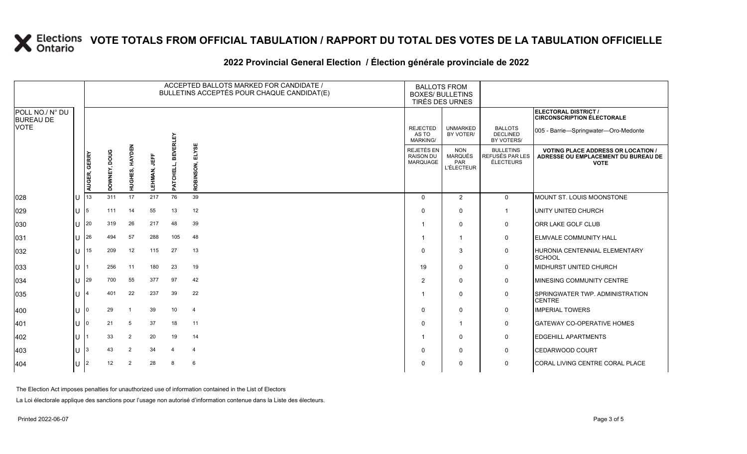# VOTE TOTALS FROM OFFICIAL TABULATION / RAPPORT DU TOTAL DES VOTES DE LA TABULATION OFFICIELLE

## 2022 Provincial General Election / Élection générale provinciale de 2022

ELECTORAL DISTRICT / CIRCONSCRIPTION ÉLECTORALE: 005 - Barrie—Springwater—Oro-Medonte

| POLL NO./ N° DU BUREAU DE VOTE | | ACCEPTED BALLOTS MARKED FOR CANDIDATE / BULLETINS ACCEPTÉS POUR CHAQUE CANDIDAT(E) | | | | | | BALLOTS FROM BOXES/ BULLETINS TIRÉS DES URNES | | | |
|---|---|---|---|---|---|---|---|---|---|---|---|
| | | AUGER, GERRY | DOWNEY, DOUG | HUGHES, HAYDEN | LEHMAN, JEFF | PATCHELL, BEVERLEY | ROBINSON, ELYSE | REJECTED AS TO MARKING/ REJETÉS EN RAISON DU MARQUAGE | UNMARKED BY VOTER/ NON MARQUÉS PAR L'ÉLECTEUR | BALLOTS DECLINED BY VOTERS/ BULLETINS REFUSÉS PAR LES ÉLECTEURS | VOTING PLACE ADDRESS OR LOCATION / ADRESSE OU EMPLACEMENT DU BUREAU DE VOTE |
| 028 | U | 13 | 311 | 17 | 217 | 76 | 39 | 0 | 2 | 0 | MOUNT ST. LOUIS MOONSTONE |
| 029 | U | 5 | 111 | 14 | 55 | 13 | 12 | 0 | 0 | 1 | UNITY UNITED CHURCH |
| 030 | U | 20 | 319 | 26 | 217 | 48 | 39 | 1 | 0 | 0 | ORR LAKE GOLF CLUB |
| 031 | U | 26 | 494 | 57 | 288 | 105 | 48 | 1 | 1 | 0 | ELMVALE COMMUNITY HALL |
| 032 | U | 15 | 209 | 12 | 115 | 27 | 13 | 0 | 3 | 0 | HURONIA CENTENNIAL ELEMENTARY SCHOOL |
| 033 | U | 1 | 256 | 11 | 180 | 23 | 19 | 19 | 0 | 0 | MIDHURST UNITED CHURCH |
| 034 | U | 29 | 700 | 55 | 377 | 97 | 42 | 2 | 0 | 0 | MINESING COMMUNITY CENTRE |
| 035 | U | 4 | 401 | 22 | 237 | 39 | 22 | 1 | 0 | 0 | SPRINGWATER TWP. ADMINISTRATION CENTRE |
| 400 | U | 0 | 29 | 1 | 39 | 10 | 4 | 0 | 0 | 0 | IMPERIAL TOWERS |
| 401 | U | 0 | 21 | 5 | 37 | 18 | 11 | 0 | 1 | 0 | GATEWAY CO-OPERATIVE HOMES |
| 402 | U | 1 | 33 | 2 | 20 | 19 | 14 | 1 | 0 | 0 | EDGEHILL APARTMENTS |
| 403 | U | 3 | 43 | 2 | 34 | 4 | 4 | 0 | 0 | 0 | CEDARWOOD COURT |
| 404 | U | 2 | 12 | 2 | 28 | 8 | 6 | 0 | 0 | 0 | CORAL LIVING CENTRE CORAL PLACE |

The Election Act imposes penalties for unauthorized use of information contained in the List of Electors

La Loi électorale applique des sanctions pour l'usage non autorisé d'information contenue dans la Liste des électeurs.

Printed 2022-06-07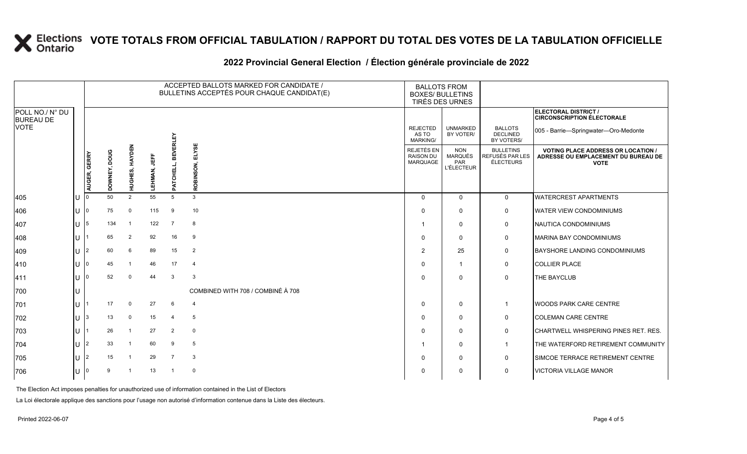# VOTE TOTALS FROM OFFICIAL TABULATION / RAPPORT DU TOTAL DES VOTES DE LA TABULATION OFFICIELLE

## 2022 Provincial General Election / Élection générale provinciale de 2022

**ELECTORAL DISTRICT / CIRCONSCRIPTION ÉLECTORALE:** 005 - Barrie—Springwater—Oro-Medonte

| POLL NO./ N° DU BUREAU DE VOTE | | AUGER, GERRY | DOWNEY, DOUG | HUGHES, HAYDEN | LEHMAN, JEFF | PATCHELL, BEVERLEY | ROBINSON, ELYSE | REJECTED AS TO MARKING/ REJETÉS EN RAISON DU MARQUAGE | UNMARKED BY VOTER/ NON MARQUÉS PAR L'ÉLECTEUR | BALLOTS DECLINED BY VOTERS/ BULLETINS REFUSÉS PAR LES ÉLECTEURS | VOTING PLACE ADDRESS OR LOCATION / ADRESSE OU EMPLACEMENT DU BUREAU DE VOTE |
|---|---|---|---|---|---|---|---|---|---|---|---|
| 405 | U | 0 | 50 | 2 | 55 | 5 | 3 | 0 | 0 | 0 | WATERCREST APARTMENTS |
| 406 | U | 0 | 75 | 0 | 115 | 9 | 10 | 0 | 0 | 0 | WATER VIEW CONDOMINIUMS |
| 407 | U | 5 | 134 | 1 | 122 | 7 | 8 | 1 | 0 | 0 | NAUTICA CONDOMINIUMS |
| 408 | U | 1 | 65 | 2 | 92 | 16 | 9 | 0 | 0 | 0 | MARINA BAY CONDOMINIUMS |
| 409 | U | 2 | 60 | 6 | 89 | 15 | 2 | 2 | 25 | 0 | BAYSHORE LANDING CONDOMINIUMS |
| 410 | U | 0 | 45 | 1 | 46 | 17 | 4 | 0 | 1 | 0 | COLLIER PLACE |
| 411 | U | 0 | 52 | 0 | 44 | 3 | 3 | 0 | 0 | 0 | THE BAYCLUB |
| 700 | U | COMBINED WITH 708 / COMBINÉ À 708 | | | | | | | | | |
| 701 | U | 1 | 17 | 0 | 27 | 6 | 4 | 0 | 0 | 1 | WOODS PARK CARE CENTRE |
| 702 | U | 3 | 13 | 0 | 15 | 4 | 5 | 0 | 0 | 0 | COLEMAN CARE CENTRE |
| 703 | U | 1 | 26 | 1 | 27 | 2 | 0 | 0 | 0 | 0 | CHARTWELL WHISPERING PINES RET. RES. |
| 704 | U | 2 | 33 | 1 | 60 | 9 | 5 | 1 | 0 | 1 | THE WATERFORD RETIREMENT COMMUNITY |
| 705 | U | 2 | 15 | 1 | 29 | 7 | 3 | 0 | 0 | 0 | SIMCOE TERRACE RETIREMENT CENTRE |
| 706 | U | 0 | 9 | 1 | 13 | 1 | 0 | 0 | 0 | 0 | VICTORIA VILLAGE MANOR |

The Election Act imposes penalties for unauthorized use of information contained in the List of Electors

La Loi électorale applique des sanctions pour l'usage non autorisé d'information contenue dans la Liste des électeurs.

Printed 2022-06-07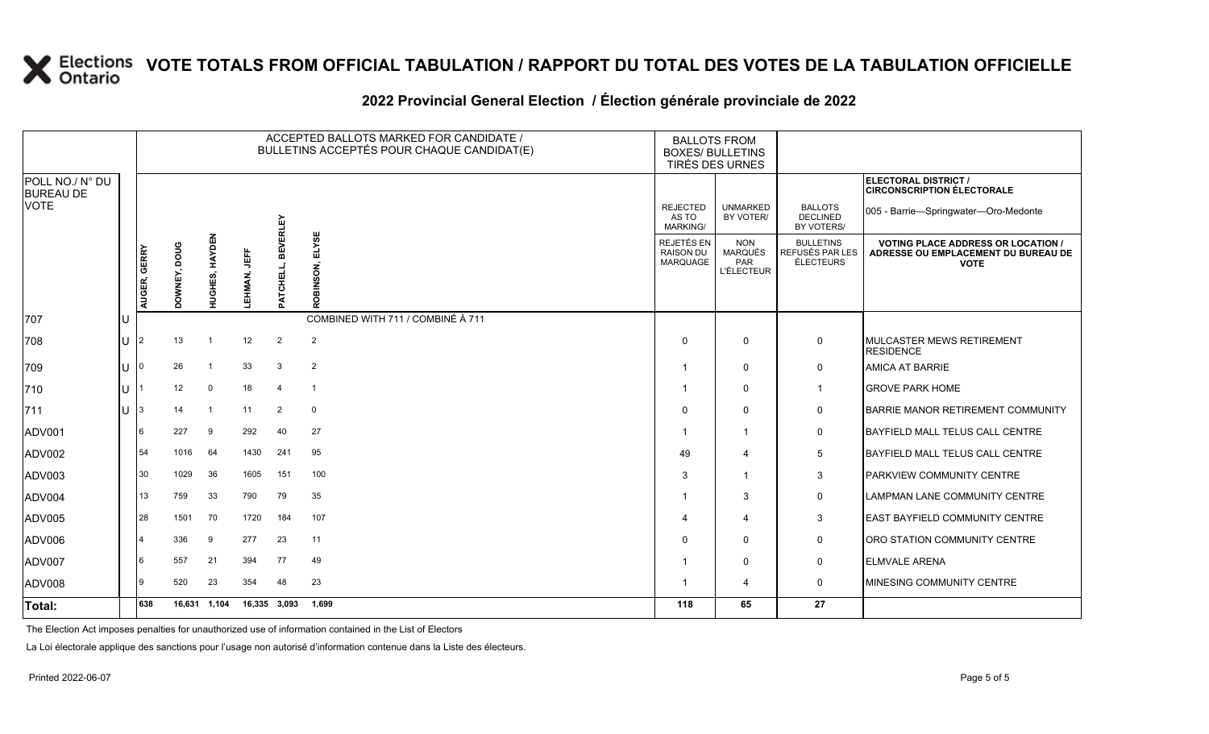# VOTE TOTALS FROM OFFICIAL TABULATION / RAPPORT DU TOTAL DES VOTES DE LA TABULATION OFFICIELLE

## 2022 Provincial General Election / Élection générale provinciale de 2022

| POLL NO./ N° DU BUREAU DE VOTE | | AUGER, GERRY | DOWNEY, DOUG | HUGHES, HAYDEN | LEHMAN, JEFF | PATCHELL, BEVERLEY | ROBINSON, ELYSE | REJECTED AS TO MARKING/ REJETÉS EN RAISON DU MARQUAGE | UNMARKED BY VOTER/ NON MARQUÉS PAR L'ÉLECTEUR | BALLOTS DECLINED BY VOTERS/ BULLETINS REFUSÉS PAR LES ÉLECTEURS | ELECTORAL DISTRICT / CIRCONSCRIPTION ÉLECTORALE 005 - Barrie—Springwater—Oro-Medonte VOTING PLACE ADDRESS OR LOCATION / ADRESSE OU EMPLACEMENT DU BUREAU DE VOTE |
|---|---|---|---|---|---|---|---|---|---|---|---|
| 707 | U | COMBINED WITH 711 / COMBINÉ À 711 | | | | | | | | | |
| 708 | U | 2 | 13 | 1 | 12 | 2 | 2 | 0 | 0 | 0 | MULCASTER MEWS RETIREMENT RESIDENCE |
| 709 | U | 0 | 26 | 1 | 33 | 3 | 2 | 1 | 0 | 0 | AMICA AT BARRIE |
| 710 | U | 1 | 12 | 0 | 18 | 4 | 1 | 1 | 0 | 1 | GROVE PARK HOME |
| 711 | U | 3 | 14 | 1 | 11 | 2 | 0 | 0 | 0 | 0 | BARRIE MANOR RETIREMENT COMMUNITY |
| ADV001 | | 6 | 227 | 9 | 292 | 40 | 27 | 1 | 1 | 0 | BAYFIELD MALL TELUS CALL CENTRE |
| ADV002 | | 54 | 1016 | 64 | 1430 | 241 | 95 | 49 | 4 | 5 | BAYFIELD MALL TELUS CALL CENTRE |
| ADV003 | | 30 | 1029 | 36 | 1605 | 151 | 100 | 3 | 1 | 3 | PARKVIEW COMMUNITY CENTRE |
| ADV004 | | 13 | 759 | 33 | 790 | 79 | 35 | 1 | 3 | 0 | LAMPMAN LANE COMMUNITY CENTRE |
| ADV005 | | 28 | 1501 | 70 | 1720 | 184 | 107 | 4 | 4 | 3 | EAST BAYFIELD COMMUNITY CENTRE |
| ADV006 | | 4 | 336 | 9 | 277 | 23 | 11 | 0 | 0 | 0 | ORO STATION COMMUNITY CENTRE |
| ADV007 | | 6 | 557 | 21 | 394 | 77 | 49 | 1 | 0 | 0 | ELMVALE ARENA |
| ADV008 | | 9 | 520 | 23 | 354 | 48 | 23 | 1 | 4 | 0 | MINESING COMMUNITY CENTRE |
| **Total:** | | **638** | **16,631** | **1,104** | **16,335** | **3,093** | **1,699** | **118** | **65** | **27** | |

The Election Act imposes penalties for unauthorized use of information contained in the List of Electors

La Loi électorale applique des sanctions pour l'usage non autorisé d'information contenue dans la Liste des électeurs.

Printed 2022-06-07